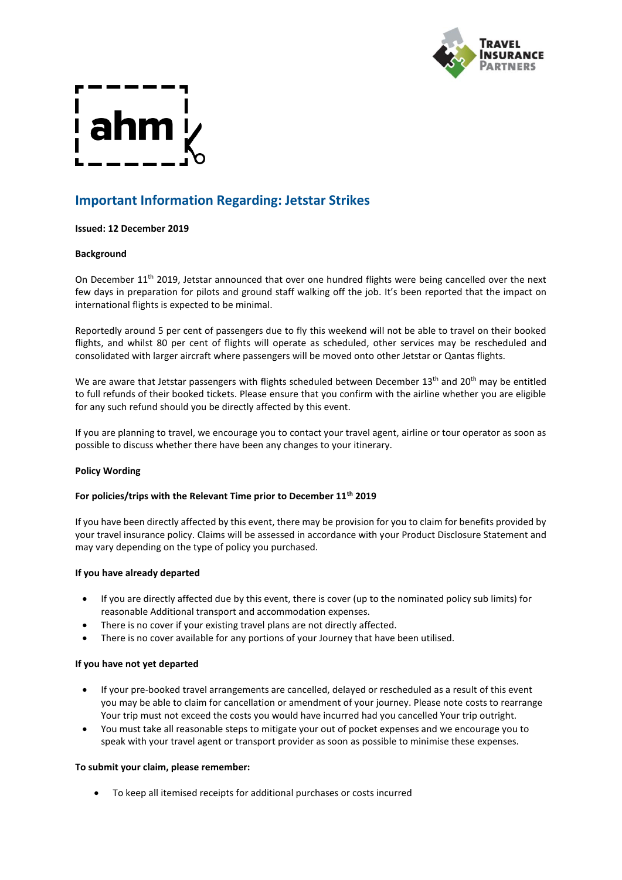## Important Information Regarding: Jetstar Strikes

**Issued: 12 December 2019**

**Background**

On December 11th 2019, Jetstar announced that over one hundred flights were being cancelled over the next few days in preparation for pilots and ground staff walking off the job. It's been reported that the impact on international flights is expected to be minimal.

Reportedly around 5 per cent of passengers due to fly this weekend will not be able to travel on their booked flights, and whilst 80 per cent of flights will operate as scheduled, other services may be rescheduled and consolidated with larger aircraft where passengers will be moved onto other Jetstar or Qantas flights.

We are aware that Jetstar passengers with flights scheduled between December 13th and 20th may be entitled to full refunds of their booked tickets. Please ensure that you confirm with the airline whether you are eligible for any such refund should you be directly affected by this event.

If you are planning to travel, we encourage you to contact your travel agent, airline or tour operator as soon as possible to discuss whether there have been any changes to your itinerary.

**Policy Wording**

**For policies/trips with the Relevant Time prior to December 11th 2019**

If you have been directly affected by this event, there may be provision for you to claim for benefits provided by your travel insurance policy. Claims will be assessed in accordance with your Product Disclosure Statement and may vary depending on the type of policy you purchased.

**If you have already departed**

- If you are directly affected due by this event, there is cover (up to the nominated policy sub limits) for reasonable Additional transport and accommodation expenses.
- There is no cover if your existing travel plans are not directly affected.
- There is no cover available for any portions of your Journey that have been utilised.

**If you have not yet departed**

- If your pre-booked travel arrangements are cancelled, delayed or rescheduled as a result of this event you may be able to claim for cancellation or amendment of your journey. Please note costs to rearrange Your trip must not exceed the costs you would have incurred had you cancelled Your trip outright.
- You must take all reasonable steps to mitigate your out of pocket expenses and we encourage you to speak with your travel agent or transport provider as soon as possible to minimise these expenses.

**To submit your claim, please remember:**

- To keep all itemised receipts for additional purchases or costs incurred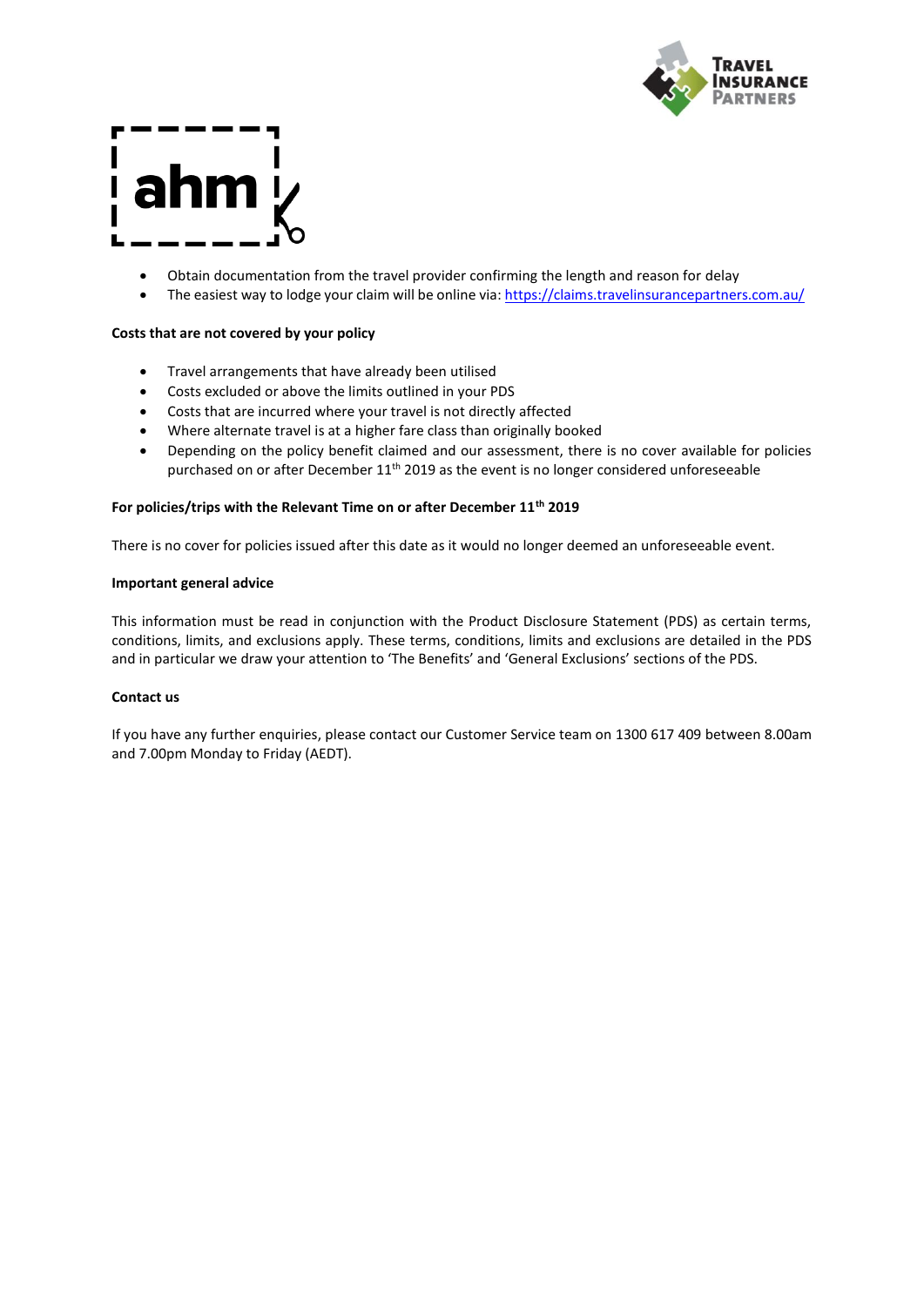- Obtain documentation from the travel provider confirming the length and reason for delay
- The easiest way to lodge your claim will be online via: https://claims.travelinsurancepartners.com.au/

**Costs that are not covered by your policy**

- Travel arrangements that have already been utilised
- Costs excluded or above the limits outlined in your PDS
- Costs that are incurred where your travel is not directly affected
- Where alternate travel is at a higher fare class than originally booked
- Depending on the policy benefit claimed and our assessment, there is no cover available for policies purchased on or after December 11th 2019 as the event is no longer considered unforeseeable

**For policies/trips with the Relevant Time on or after December 11th 2019**

There is no cover for policies issued after this date as it would no longer deemed an unforeseeable event.

**Important general advice**

This information must be read in conjunction with the Product Disclosure Statement (PDS) as certain terms, conditions, limits, and exclusions apply. These terms, conditions, limits and exclusions are detailed in the PDS and in particular we draw your attention to 'The Benefits' and 'General Exclusions' sections of the PDS.

**Contact us**

If you have any further enquiries, please contact our Customer Service team on 1300 617 409 between 8.00am and 7.00pm Monday to Friday (AEDT).